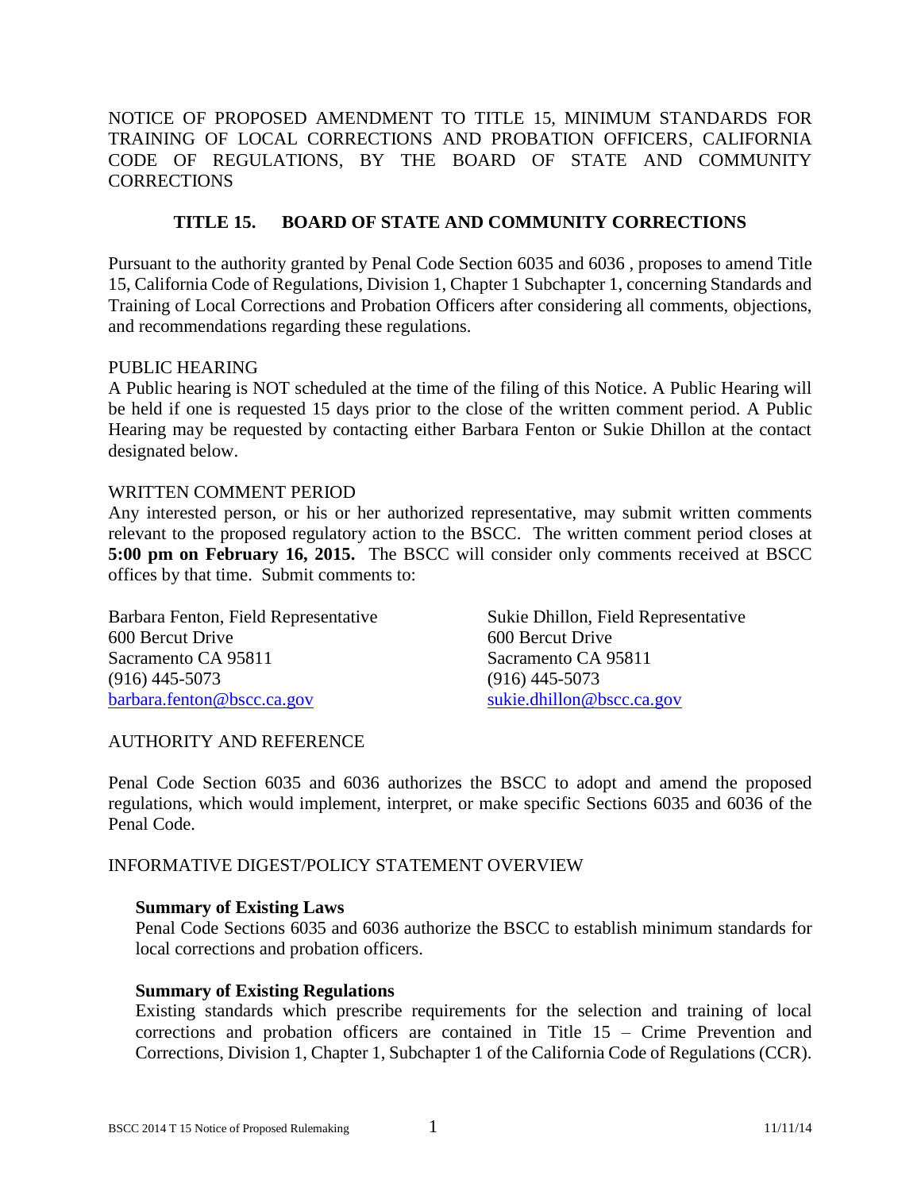NOTICE OF PROPOSED AMENDMENT TO TITLE 15, MINIMUM STANDARDS FOR TRAINING OF LOCAL CORRECTIONS AND PROBATION OFFICERS, CALIFORNIA CODE OF REGULATIONS, BY THE BOARD OF STATE AND COMMUNITY CORRECTIONS

## TITLE 15. BOARD OF STATE AND COMMUNITY CORRECTIONS

Pursuant to the authority granted by Penal Code Section 6035 and 6036 , proposes to amend Title 15, California Code of Regulations, Division 1, Chapter 1 Subchapter 1, concerning Standards and Training of Local Corrections and Probation Officers after considering all comments, objections, and recommendations regarding these regulations.

PUBLIC HEARING

A Public hearing is NOT scheduled at the time of the filing of this Notice. A Public Hearing will be held if one is requested 15 days prior to the close of the written comment period. A Public Hearing may be requested by contacting either Barbara Fenton or Sukie Dhillon at the contact designated below.

WRITTEN COMMENT PERIOD

Any interested person, or his or her authorized representative, may submit written comments relevant to the proposed regulatory action to the BSCC. The written comment period closes at **5:00 pm on February 16, 2015.** The BSCC will consider only comments received at BSCC offices by that time. Submit comments to:

Barbara Fenton, Field Representative
600 Bercut Drive
Sacramento CA 95811
(916) 445-5073
barbara.fenton@bscc.ca.gov

Sukie Dhillon, Field Representative
600 Bercut Drive
Sacramento CA 95811
(916) 445-5073
sukie.dhillon@bscc.ca.gov

AUTHORITY AND REFERENCE

Penal Code Section 6035 and 6036 authorizes the BSCC to adopt and amend the proposed regulations, which would implement, interpret, or make specific Sections 6035 and 6036 of the Penal Code.

INFORMATIVE DIGEST/POLICY STATEMENT OVERVIEW

**Summary of Existing Laws**

Penal Code Sections 6035 and 6036 authorize the BSCC to establish minimum standards for local corrections and probation officers.

**Summary of Existing Regulations**

Existing standards which prescribe requirements for the selection and training of local corrections and probation officers are contained in Title 15 – Crime Prevention and Corrections, Division 1, Chapter 1, Subchapter 1 of the California Code of Regulations (CCR).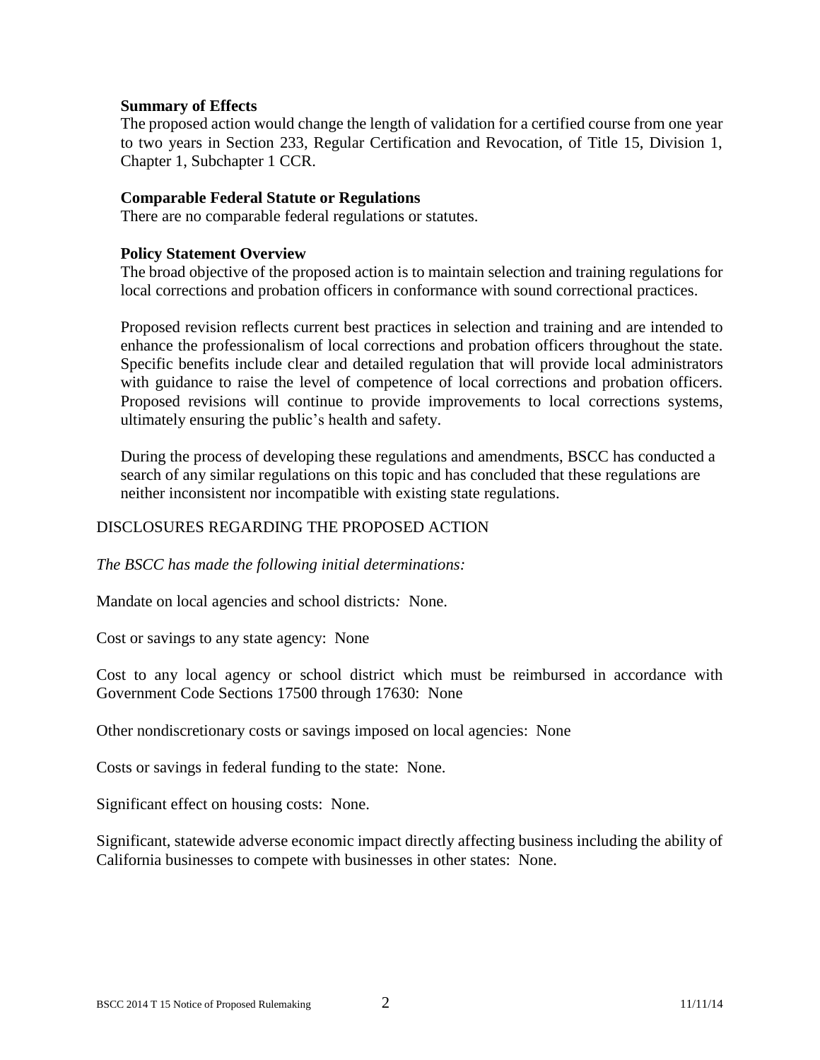**Summary of Effects**

The proposed action would change the length of validation for a certified course from one year to two years in Section 233, Regular Certification and Revocation, of Title 15, Division 1, Chapter 1, Subchapter 1 CCR.

**Comparable Federal Statute or Regulations**

There are no comparable federal regulations or statutes.

**Policy Statement Overview**

The broad objective of the proposed action is to maintain selection and training regulations for local corrections and probation officers in conformance with sound correctional practices.

Proposed revision reflects current best practices in selection and training and are intended to enhance the professionalism of local corrections and probation officers throughout the state. Specific benefits include clear and detailed regulation that will provide local administrators with guidance to raise the level of competence of local corrections and probation officers. Proposed revisions will continue to provide improvements to local corrections systems, ultimately ensuring the public's health and safety.

During the process of developing these regulations and amendments, BSCC has conducted a search of any similar regulations on this topic and has concluded that these regulations are neither inconsistent nor incompatible with existing state regulations.

DISCLOSURES REGARDING THE PROPOSED ACTION

*The BSCC has made the following initial determinations:*

Mandate on local agencies and school districts*:* None.

Cost or savings to any state agency: None

Cost to any local agency or school district which must be reimbursed in accordance with Government Code Sections 17500 through 17630: None

Other nondiscretionary costs or savings imposed on local agencies: None

Costs or savings in federal funding to the state: None.

Significant effect on housing costs: None.

Significant, statewide adverse economic impact directly affecting business including the ability of California businesses to compete with businesses in other states: None.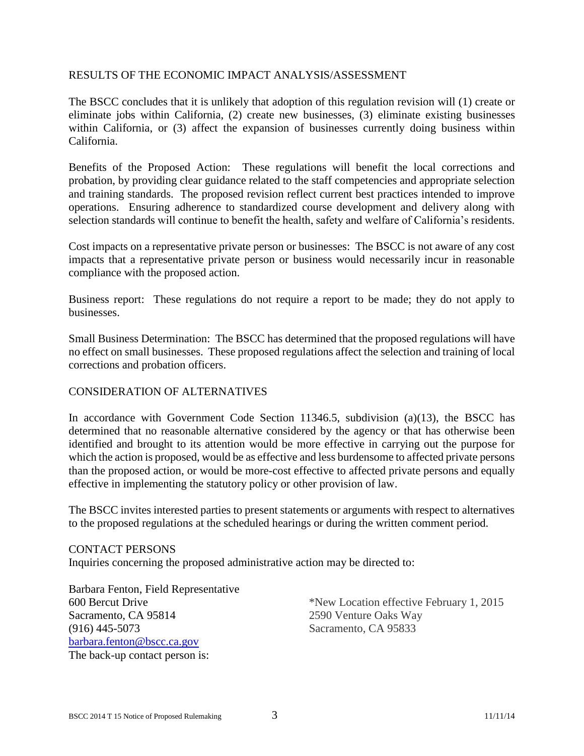## RESULTS OF THE ECONOMIC IMPACT ANALYSIS/ASSESSMENT

The BSCC concludes that it is unlikely that adoption of this regulation revision will (1) create or eliminate jobs within California, (2) create new businesses, (3) eliminate existing businesses within California, or (3) affect the expansion of businesses currently doing business within California.

Benefits of the Proposed Action: These regulations will benefit the local corrections and probation, by providing clear guidance related to the staff competencies and appropriate selection and training standards. The proposed revision reflect current best practices intended to improve operations. Ensuring adherence to standardized course development and delivery along with selection standards will continue to benefit the health, safety and welfare of California's residents.

Cost impacts on a representative private person or businesses: The BSCC is not aware of any cost impacts that a representative private person or business would necessarily incur in reasonable compliance with the proposed action.

Business report: These regulations do not require a report to be made; they do not apply to businesses.

Small Business Determination: The BSCC has determined that the proposed regulations will have no effect on small businesses. These proposed regulations affect the selection and training of local corrections and probation officers.

## CONSIDERATION OF ALTERNATIVES

In accordance with Government Code Section 11346.5, subdivision (a)(13), the BSCC has determined that no reasonable alternative considered by the agency or that has otherwise been identified and brought to its attention would be more effective in carrying out the purpose for which the action is proposed, would be as effective and less burdensome to affected private persons than the proposed action, or would be more-cost effective to affected private persons and equally effective in implementing the statutory policy or other provision of law.

The BSCC invites interested parties to present statements or arguments with respect to alternatives to the proposed regulations at the scheduled hearings or during the written comment period.

## CONTACT PERSONS

Inquiries concerning the proposed administrative action may be directed to:

Barbara Fenton, Field Representative
600 Bercut Drive
Sacramento, CA 95814
(916) 445-5073
barbara.fenton@bscc.ca.gov

*New Location effective February 1, 2015
2590 Venture Oaks Way
Sacramento, CA 95833

The back-up contact person is: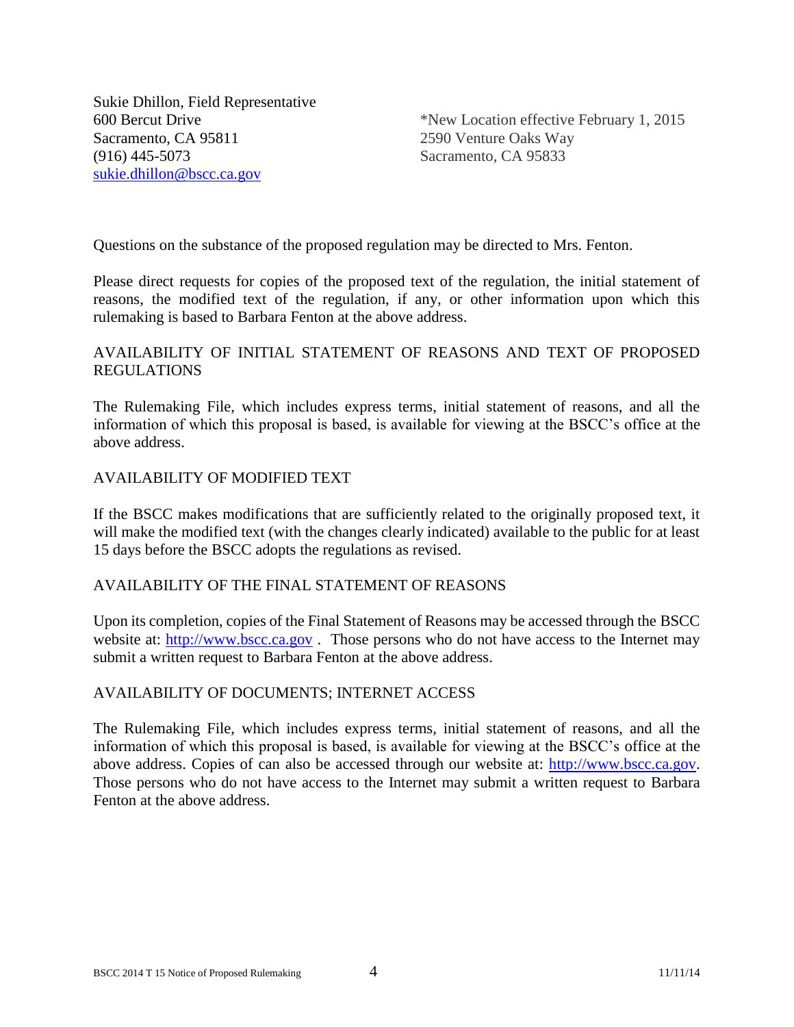Sukie Dhillon, Field Representative
600 Bercut Drive
Sacramento, CA 95811
(916) 445-5073
sukie.dhillon@bscc.ca.gov

*New Location effective February 1, 2015
2590 Venture Oaks Way
Sacramento, CA 95833

Questions on the substance of the proposed regulation may be directed to Mrs. Fenton.

Please direct requests for copies of the proposed text of the regulation, the initial statement of reasons, the modified text of the regulation, if any, or other information upon which this rulemaking is based to Barbara Fenton at the above address.

AVAILABILITY OF INITIAL STATEMENT OF REASONS AND TEXT OF PROPOSED REGULATIONS

The Rulemaking File, which includes express terms, initial statement of reasons, and all the information of which this proposal is based, is available for viewing at the BSCC's office at the above address.

AVAILABILITY OF MODIFIED TEXT

If the BSCC makes modifications that are sufficiently related to the originally proposed text, it will make the modified text (with the changes clearly indicated) available to the public for at least 15 days before the BSCC adopts the regulations as revised.

AVAILABILITY OF THE FINAL STATEMENT OF REASONS

Upon its completion, copies of the Final Statement of Reasons may be accessed through the BSCC website at: http://www.bscc.ca.gov . Those persons who do not have access to the Internet may submit a written request to Barbara Fenton at the above address.

AVAILABILITY OF DOCUMENTS; INTERNET ACCESS

The Rulemaking File, which includes express terms, initial statement of reasons, and all the information of which this proposal is based, is available for viewing at the BSCC's office at the above address. Copies of can also be accessed through our website at: http://www.bscc.ca.gov. Those persons who do not have access to the Internet may submit a written request to Barbara Fenton at the above address.